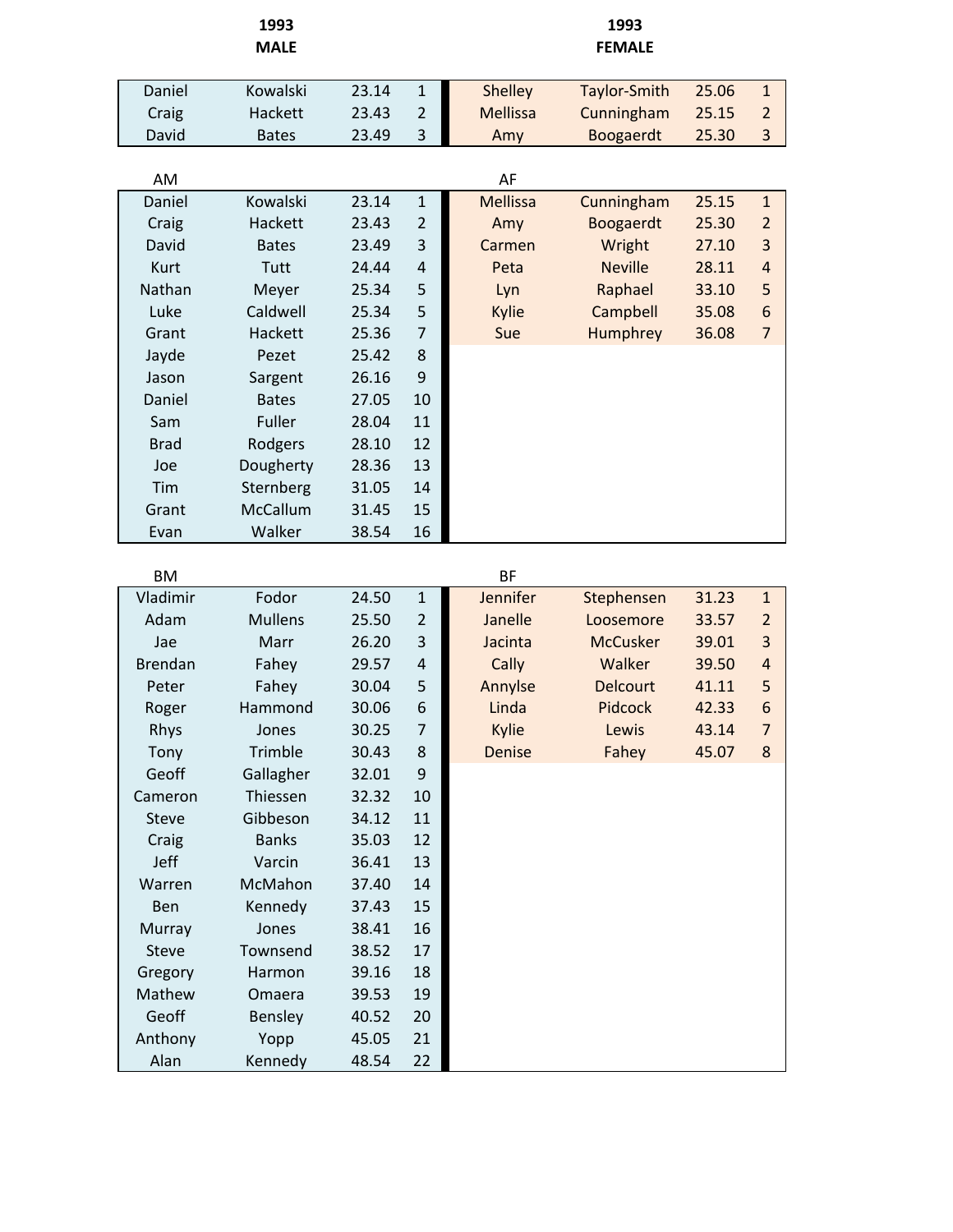## 1993 MALE / 1993 FEMALE

| First Name | Surname | Time | Place | First Name | Surname | Time | Place |
|---|---|---|---|---|---|---|---|
| Daniel | Kowalski | 23.14 | 1 | Shelley | Taylor-Smith | 25.06 | 1 |
| Craig | Hackett | 23.43 | 2 | Mellissa | Cunningham | 25.15 | 2 |
| David | Bates | 23.49 | 3 | Amy | Boogaerdt | 25.30 | 3 |

### AM / AF

| First Name | Surname | Time | Place | First Name | Surname | Time | Place |
|---|---|---|---|---|---|---|---|
| Daniel | Kowalski | 23.14 | 1 | Mellissa | Cunningham | 25.15 | 1 |
| Craig | Hackett | 23.43 | 2 | Amy | Boogaerdt | 25.30 | 2 |
| David | Bates | 23.49 | 3 | Carmen | Wright | 27.10 | 3 |
| Kurt | Tutt | 24.44 | 4 | Peta | Neville | 28.11 | 4 |
| Nathan | Meyer | 25.34 | 5 | Lyn | Raphael | 33.10 | 5 |
| Luke | Caldwell | 25.34 | 5 | Kylie | Campbell | 35.08 | 6 |
| Grant | Hackett | 25.36 | 7 | Sue | Humphrey | 36.08 | 7 |
| Jayde | Pezet | 25.42 | 8 | | | | |
| Jason | Sargent | 26.16 | 9 | | | | |
| Daniel | Bates | 27.05 | 10 | | | | |
| Sam | Fuller | 28.04 | 11 | | | | |
| Brad | Rodgers | 28.10 | 12 | | | | |
| Joe | Dougherty | 28.36 | 13 | | | | |
| Tim | Sternberg | 31.05 | 14 | | | | |
| Grant | McCallum | 31.45 | 15 | | | | |
| Evan | Walker | 38.54 | 16 | | | | |

### BM / BF

| First Name | Surname | Time | Place | First Name | Surname | Time | Place |
|---|---|---|---|---|---|---|---|
| Vladimir | Fodor | 24.50 | 1 | Jennifer | Stephensen | 31.23 | 1 |
| Adam | Mullens | 25.50 | 2 | Janelle | Loosemore | 33.57 | 2 |
| Jae | Marr | 26.20 | 3 | Jacinta | McCusker | 39.01 | 3 |
| Brendan | Fahey | 29.57 | 4 | Cally | Walker | 39.50 | 4 |
| Peter | Fahey | 30.04 | 5 | Annylse | Delcourt | 41.11 | 5 |
| Roger | Hammond | 30.06 | 6 | Linda | Pidcock | 42.33 | 6 |
| Rhys | Jones | 30.25 | 7 | Kylie | Lewis | 43.14 | 7 |
| Tony | Trimble | 30.43 | 8 | Denise | Fahey | 45.07 | 8 |
| Geoff | Gallagher | 32.01 | 9 | | | | |
| Cameron | Thiessen | 32.32 | 10 | | | | |
| Steve | Gibbeson | 34.12 | 11 | | | | |
| Craig | Banks | 35.03 | 12 | | | | |
| Jeff | Varcin | 36.41 | 13 | | | | |
| Warren | McMahon | 37.40 | 14 | | | | |
| Ben | Kennedy | 37.43 | 15 | | | | |
| Murray | Jones | 38.41 | 16 | | | | |
| Steve | Townsend | 38.52 | 17 | | | | |
| Gregory | Harmon | 39.16 | 18 | | | | |
| Mathew | Omaera | 39.53 | 19 | | | | |
| Geoff | Bensley | 40.52 | 20 | | | | |
| Anthony | Yopp | 45.05 | 21 | | | | |
| Alan | Kennedy | 48.54 | 22 | | | | |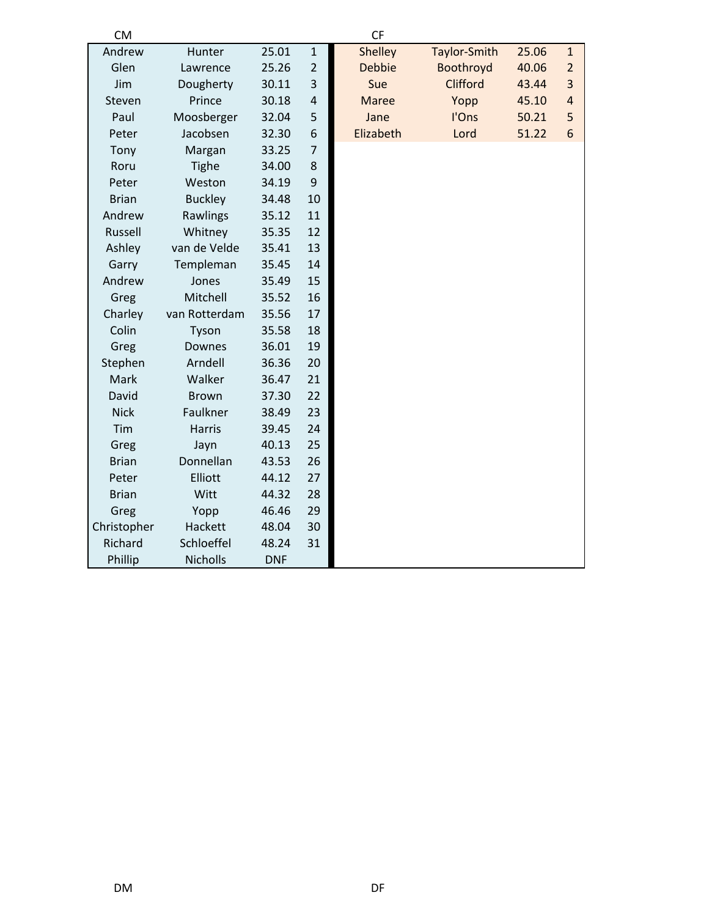CM

| | | | |
|---|---|---|---|
| Andrew | Hunter | 25.01 | 1 |
| Glen | Lawrence | 25.26 | 2 |
| Jim | Dougherty | 30.11 | 3 |
| Steven | Prince | 30.18 | 4 |
| Paul | Moosberger | 32.04 | 5 |
| Peter | Jacobsen | 32.30 | 6 |
| Tony | Margan | 33.25 | 7 |
| Roru | Tighe | 34.00 | 8 |
| Peter | Weston | 34.19 | 9 |
| Brian | Buckley | 34.48 | 10 |
| Andrew | Rawlings | 35.12 | 11 |
| Russell | Whitney | 35.35 | 12 |
| Ashley | van de Velde | 35.41 | 13 |
| Garry | Templeman | 35.45 | 14 |
| Andrew | Jones | 35.49 | 15 |
| Greg | Mitchell | 35.52 | 16 |
| Charley | van Rotterdam | 35.56 | 17 |
| Colin | Tyson | 35.58 | 18 |
| Greg | Downes | 36.01 | 19 |
| Stephen | Arndell | 36.36 | 20 |
| Mark | Walker | 36.47 | 21 |
| David | Brown | 37.30 | 22 |
| Nick | Faulkner | 38.49 | 23 |
| Tim | Harris | 39.45 | 24 |
| Greg | Jayn | 40.13 | 25 |
| Brian | Donnellan | 43.53 | 26 |
| Peter | Elliott | 44.12 | 27 |
| Brian | Witt | 44.32 | 28 |
| Greg | Yopp | 46.46 | 29 |
| Christopher | Hackett | 48.04 | 30 |
| Richard | Schloeffel | 48.24 | 31 |
| Phillip | Nicholls | DNF | |

CF

| | | | |
|---|---|---|---|
| Shelley | Taylor-Smith | 25.06 | 1 |
| Debbie | Boothroyd | 40.06 | 2 |
| Sue | Clifford | 43.44 | 3 |
| Maree | Yopp | 45.10 | 4 |
| Jane | I'Ons | 50.21 | 5 |
| Elizabeth | Lord | 51.22 | 6 |

DM

DF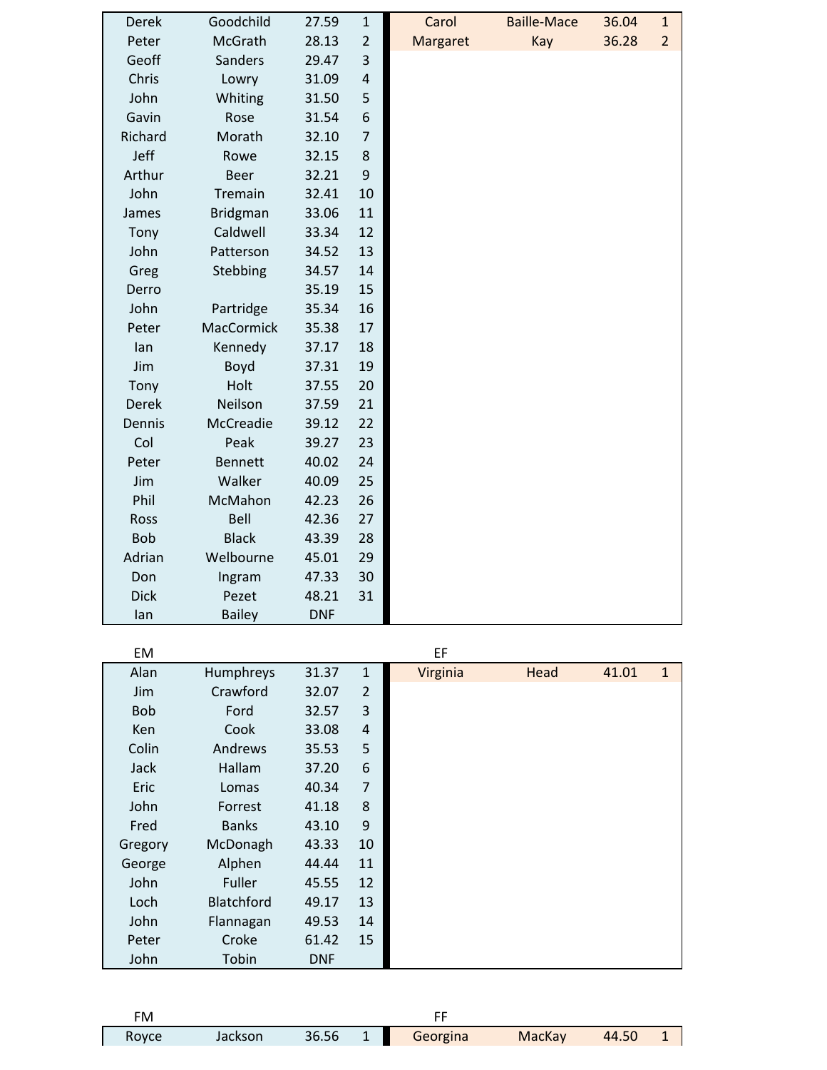| | | | | | | | |
|---|---|---|---|---|---|---|---|
| Derek | Goodchild | 27.59 | 1 | Carol | Baille-Mace | 36.04 | 1 |
| Peter | McGrath | 28.13 | 2 | Margaret | Kay | 36.28 | 2 |
| Geoff | Sanders | 29.47 | 3 | | | | |
| Chris | Lowry | 31.09 | 4 | | | | |
| John | Whiting | 31.50 | 5 | | | | |
| Gavin | Rose | 31.54 | 6 | | | | |
| Richard | Morath | 32.10 | 7 | | | | |
| Jeff | Rowe | 32.15 | 8 | | | | |
| Arthur | Beer | 32.21 | 9 | | | | |
| John | Tremain | 32.41 | 10 | | | | |
| James | Bridgman | 33.06 | 11 | | | | |
| Tony | Caldwell | 33.34 | 12 | | | | |
| John | Patterson | 34.52 | 13 | | | | |
| Greg | Stebbing | 34.57 | 14 | | | | |
| Derro | | 35.19 | 15 | | | | |
| John | Partridge | 35.34 | 16 | | | | |
| Peter | MacCormick | 35.38 | 17 | | | | |
| Ian | Kennedy | 37.17 | 18 | | | | |
| Jim | Boyd | 37.31 | 19 | | | | |
| Tony | Holt | 37.55 | 20 | | | | |
| Derek | Neilson | 37.59 | 21 | | | | |
| Dennis | McCreadie | 39.12 | 22 | | | | |
| Col | Peak | 39.27 | 23 | | | | |
| Peter | Bennett | 40.02 | 24 | | | | |
| Jim | Walker | 40.09 | 25 | | | | |
| Phil | McMahon | 42.23 | 26 | | | | |
| Ross | Bell | 42.36 | 27 | | | | |
| Bob | Black | 43.39 | 28 | | | | |
| Adrian | Welbourne | 45.01 | 29 | | | | |
| Don | Ingram | 47.33 | 30 | | | | |
| Dick | Pezet | 48.21 | 31 | | | | |
| Ian | Bailey | DNF | | | | | |

| EM | | | | EF | | | |
|---|---|---|---|---|---|---|---|
| Alan | Humphreys | 31.37 | 1 | Virginia | Head | 41.01 | 1 |
| Jim | Crawford | 32.07 | 2 | | | | |
| Bob | Ford | 32.57 | 3 | | | | |
| Ken | Cook | 33.08 | 4 | | | | |
| Colin | Andrews | 35.53 | 5 | | | | |
| Jack | Hallam | 37.20 | 6 | | | | |
| Eric | Lomas | 40.34 | 7 | | | | |
| John | Forrest | 41.18 | 8 | | | | |
| Fred | Banks | 43.10 | 9 | | | | |
| Gregory | McDonagh | 43.33 | 10 | | | | |
| George | Alphen | 44.44 | 11 | | | | |
| John | Fuller | 45.55 | 12 | | | | |
| Loch | Blatchford | 49.17 | 13 | | | | |
| John | Flannagan | 49.53 | 14 | | | | |
| Peter | Croke | 61.42 | 15 | | | | |
| John | Tobin | DNF | | | | | |

| FM | | | | FF | | | |
|---|---|---|---|---|---|---|---|
| Royce | Jackson | 36.56 | 1 | Georgina | MacKay | 44.50 | 1 |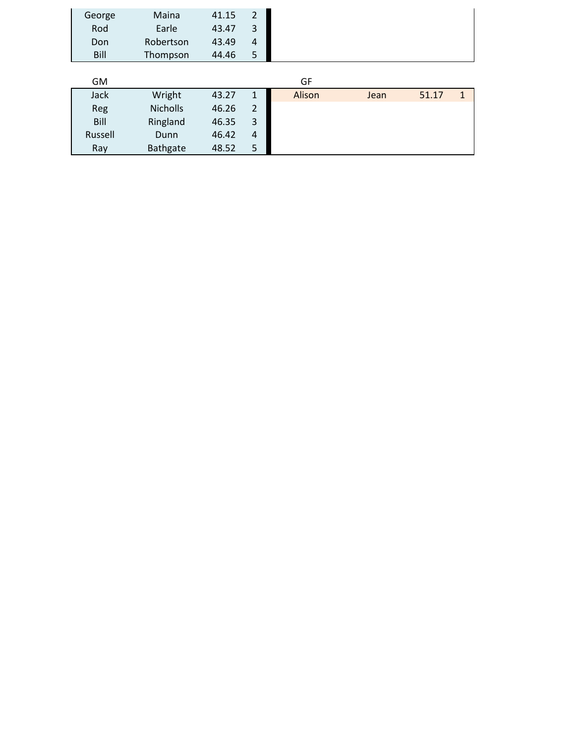| | | | | | | | |
|---|---|---|---|---|---|---|---|
| George | Maina | 41.15 | 2 | | | | |
| Rod | Earle | 43.47 | 3 | | | | |
| Don | Robertson | 43.49 | 4 | | | | |
| Bill | Thompson | 44.46 | 5 | | | | |

| GM | | | | GF | | | |
|---|---|---|---|---|---|---|---|
| Jack | Wright | 43.27 | 1 | Alison | Jean | 51.17 | 1 |
| Reg | Nicholls | 46.26 | 2 | | | | |
| Bill | Ringland | 46.35 | 3 | | | | |
| Russell | Dunn | 46.42 | 4 | | | | |
| Ray | Bathgate | 48.52 | 5 | | | | |